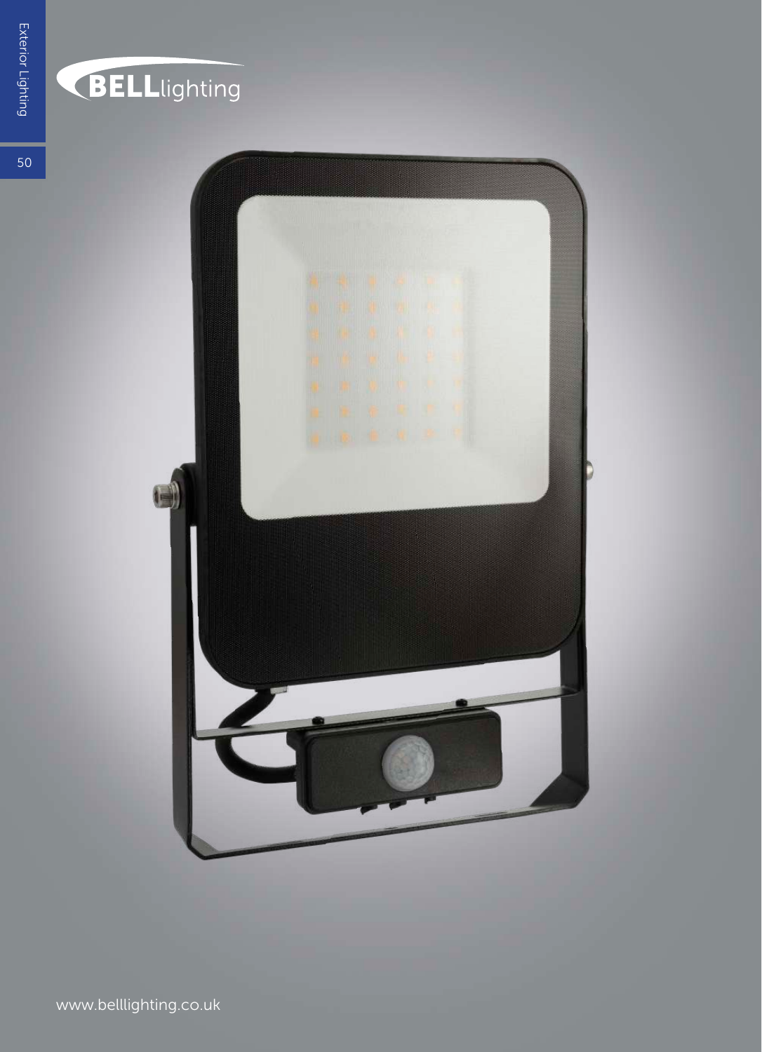BELLlighting

www.belllighting.co.uk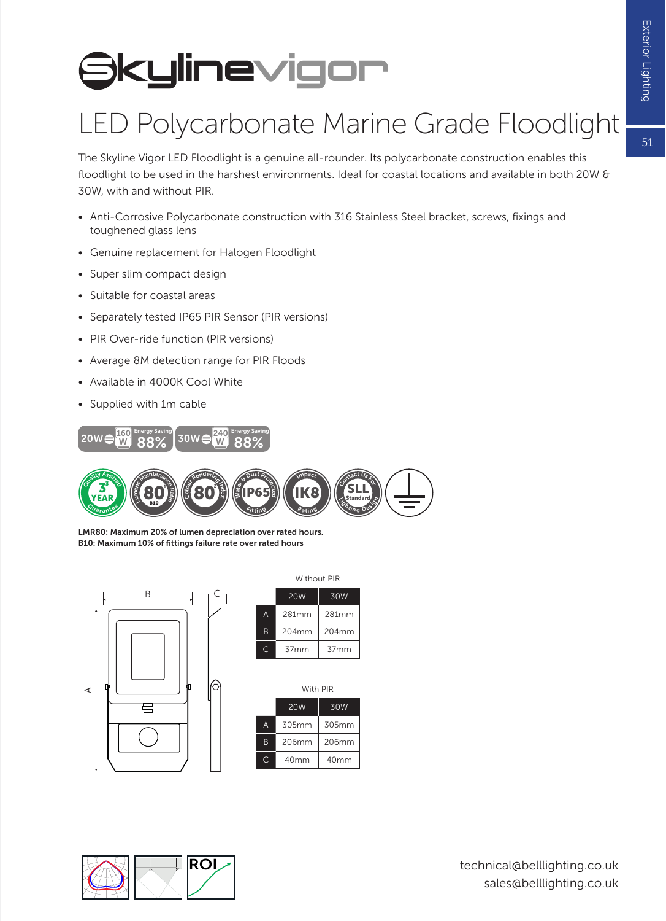# Skylinevigor

## LED Polycarbonate Marine Grade Floodlight

The Skyline Vigor LED Floodlight is a genuine all-rounder. Its polycarbonate construction enables this floodlight to be used in the harshest environments. Ideal for coastal locations and available in both 20W & 30W, with and without PIR.

- Anti-Corrosive Polycarbonate construction with 316 Stainless Steel bracket, screws, fixings and toughened glass lens
- Genuine replacement for Halogen Floodlight
- Super slim compact design
- Suitable for coastal areas
- Separately tested IP65 PIR Sensor (PIR versions)
- PIR Over-ride function (PIR versions)
- Average 8M detection range for PIR Floods
- Available in 4000K Cool White
- Supplied with 1m cable

20W = 160W Energy Saving 88% | 30W = 240W Energy Saving 88%

**LMR80: Maximum 20% of lumen depreciation over rated hours.**
**B10: Maximum 10% of fittings failure rate over rated hours**

Without PIR

| | 20W | 30W |
|---|---|---|
| A | 281mm | 281mm |
| B | 204mm | 204mm |
| C | 37mm | 37mm |

With PIR

| | 20W | 30W |
|---|---|---|
| A | 305mm | 305mm |
| B | 206mm | 206mm |
| C | 40mm | 40mm |

technical@belllighting.co.uk
sales@belllighting.co.uk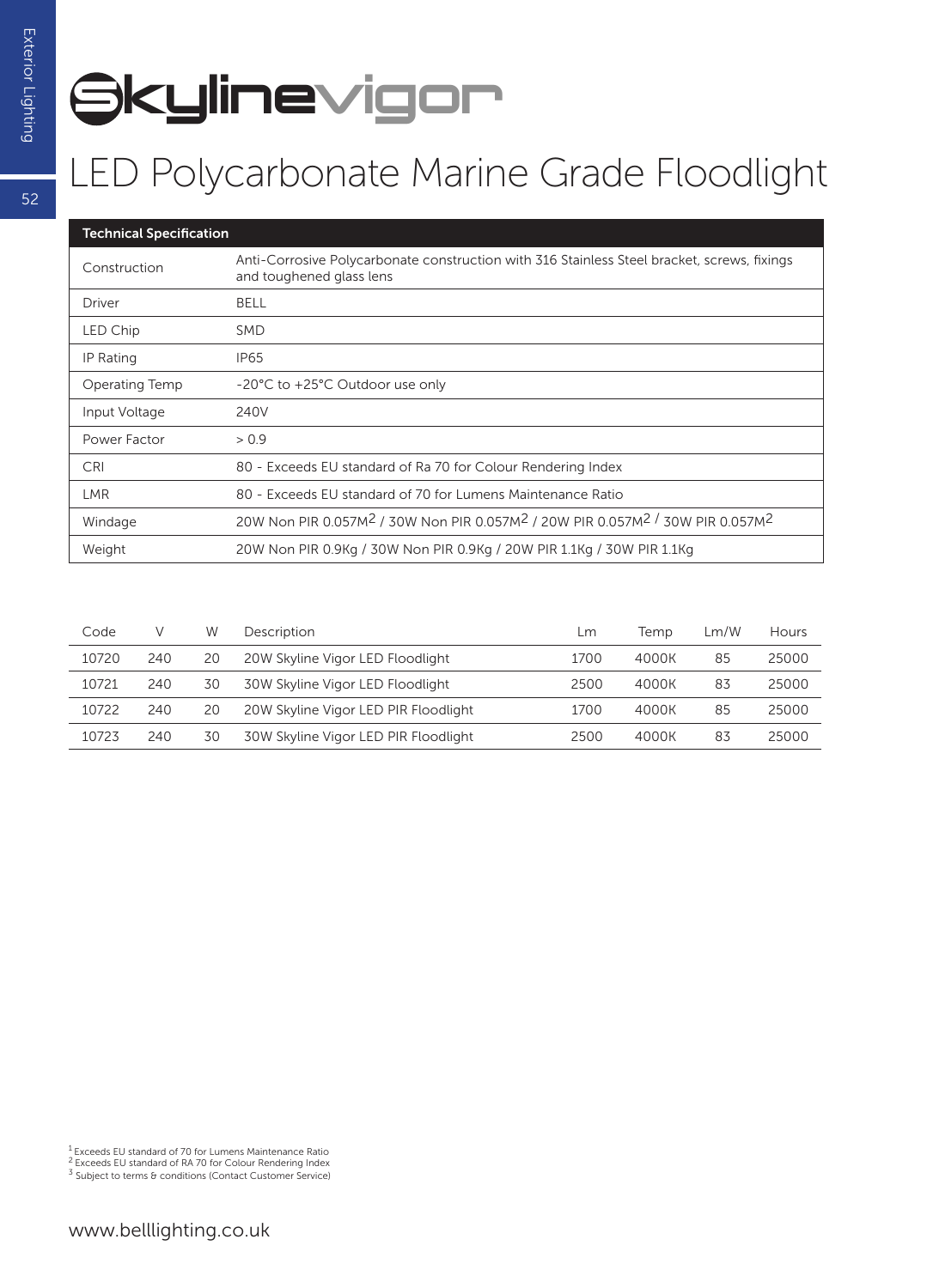# Skylinevigor

## LED Polycarbonate Marine Grade Floodlight

| Technical Specification | |
|---|---|
| Construction | Anti-Corrosive Polycarbonate construction with 316 Stainless Steel bracket, screws, fixings and toughened glass lens |
| Driver | BELL |
| LED Chip | SMD |
| IP Rating | IP65 |
| Operating Temp | -20°C to +25°C Outdoor use only |
| Input Voltage | 240V |
| Power Factor | > 0.9 |
| CRI | 80 - Exceeds EU standard of Ra 70 for Colour Rendering Index |
| LMR | 80 - Exceeds EU standard of 70 for Lumens Maintenance Ratio |
| Windage | 20W Non PIR 0.057$M^2$ / 30W Non PIR 0.057$M^2$ / 20W PIR 0.057$M^2$ / 30W PIR 0.057$M^2$ |
| Weight | 20W Non PIR 0.9Kg / 30W Non PIR 0.9Kg / 20W PIR 1.1Kg / 30W PIR 1.1Kg |

| Code | V | W | Description | Lm | Temp | Lm/W | Hours |
|---|---|---|---|---|---|---|---|
| 10720 | 240 | 20 | 20W Skyline Vigor LED Floodlight | 1700 | 4000K | 85 | 25000 |
| 10721 | 240 | 30 | 30W Skyline Vigor LED Floodlight | 2500 | 4000K | 83 | 25000 |
| 10722 | 240 | 20 | 20W Skyline Vigor LED PIR Floodlight | 1700 | 4000K | 85 | 25000 |
| 10723 | 240 | 30 | 30W Skyline Vigor LED PIR Floodlight | 2500 | 4000K | 83 | 25000 |

[1] Exceeds EU standard of 70 for Lumens Maintenance Ratio
[2] Exceeds EU standard of RA 70 for Colour Rendering Index
[3] Subject to terms & conditions (Contact Customer Service)

www.belllighting.co.uk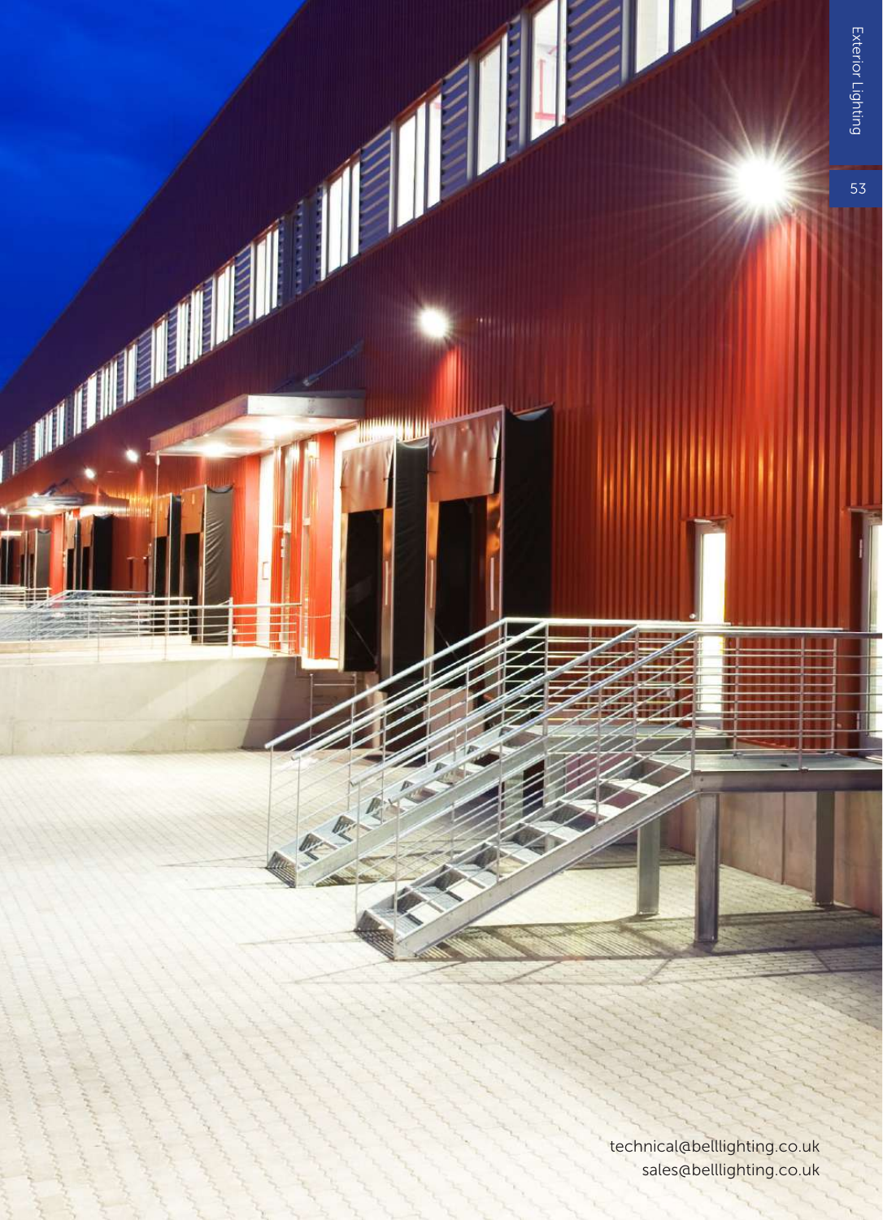technical@belllighting.co.uk
sales@belllighting.co.uk